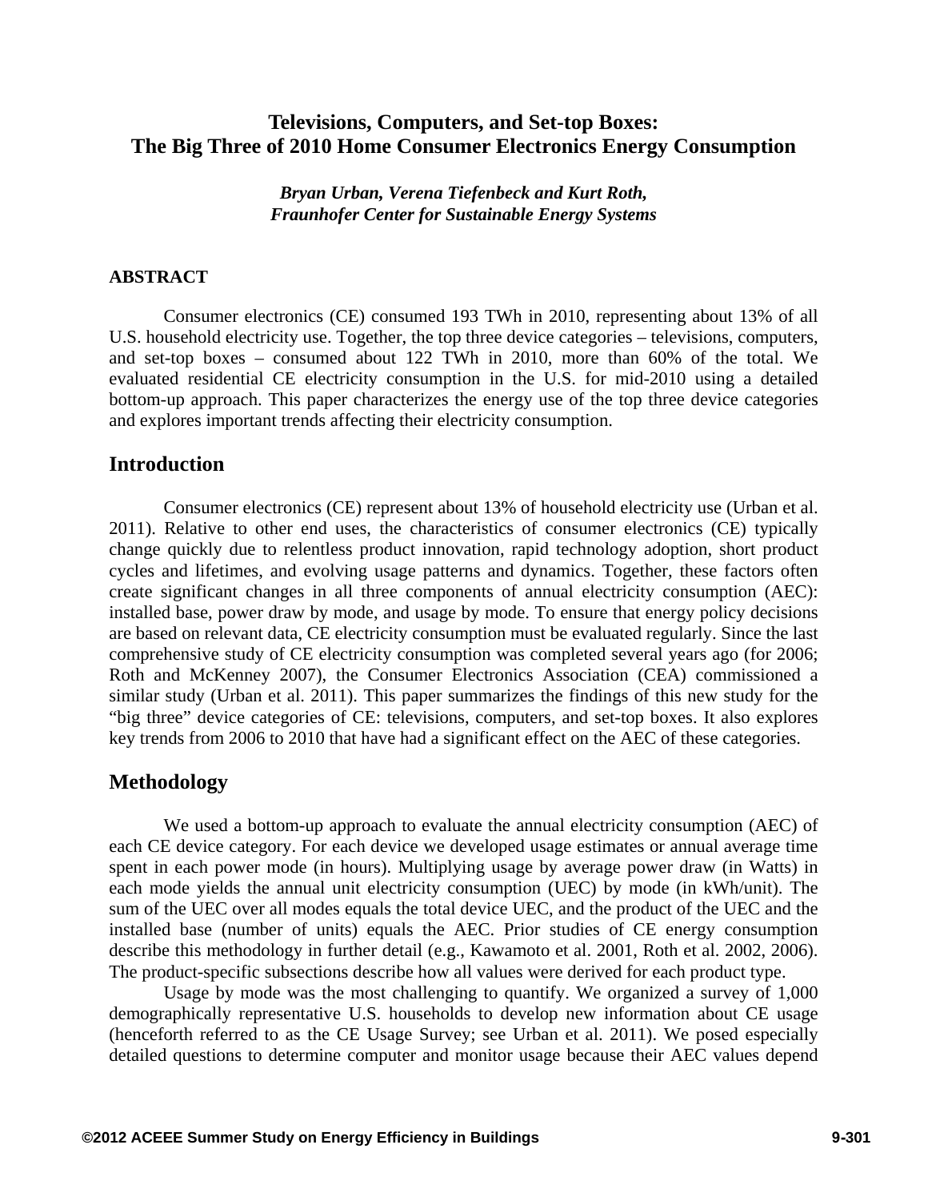# Televisions, Computers, and Set-top Boxes: The Big Three of 2010 Home Consumer Electronics Energy Consumption

***Bryan Urban, Verena Tiefenbeck and Kurt Roth,***
***Fraunhofer Center for Sustainable Energy Systems***

### ABSTRACT

Consumer electronics (CE) consumed 193 TWh in 2010, representing about 13% of all U.S. household electricity use. Together, the top three device categories – televisions, computers, and set-top boxes – consumed about 122 TWh in 2010, more than 60% of the total. We evaluated residential CE electricity consumption in the U.S. for mid-2010 using a detailed bottom-up approach. This paper characterizes the energy use of the top three device categories and explores important trends affecting their electricity consumption.

## Introduction

Consumer electronics (CE) represent about 13% of household electricity use (Urban et al. 2011). Relative to other end uses, the characteristics of consumer electronics (CE) typically change quickly due to relentless product innovation, rapid technology adoption, short product cycles and lifetimes, and evolving usage patterns and dynamics. Together, these factors often create significant changes in all three components of annual electricity consumption (AEC): installed base, power draw by mode, and usage by mode. To ensure that energy policy decisions are based on relevant data, CE electricity consumption must be evaluated regularly. Since the last comprehensive study of CE electricity consumption was completed several years ago (for 2006; Roth and McKenney 2007), the Consumer Electronics Association (CEA) commissioned a similar study (Urban et al. 2011). This paper summarizes the findings of this new study for the "big three" device categories of CE: televisions, computers, and set-top boxes. It also explores key trends from 2006 to 2010 that have had a significant effect on the AEC of these categories.

## Methodology

We used a bottom-up approach to evaluate the annual electricity consumption (AEC) of each CE device category. For each device we developed usage estimates or annual average time spent in each power mode (in hours). Multiplying usage by average power draw (in Watts) in each mode yields the annual unit electricity consumption (UEC) by mode (in kWh/unit). The sum of the UEC over all modes equals the total device UEC, and the product of the UEC and the installed base (number of units) equals the AEC. Prior studies of CE energy consumption describe this methodology in further detail (e.g., Kawamoto et al. 2001, Roth et al. 2002, 2006). The product-specific subsections describe how all values were derived for each product type.

Usage by mode was the most challenging to quantify. We organized a survey of 1,000 demographically representative U.S. households to develop new information about CE usage (henceforth referred to as the CE Usage Survey; see Urban et al. 2011). We posed especially detailed questions to determine computer and monitor usage because their AEC values depend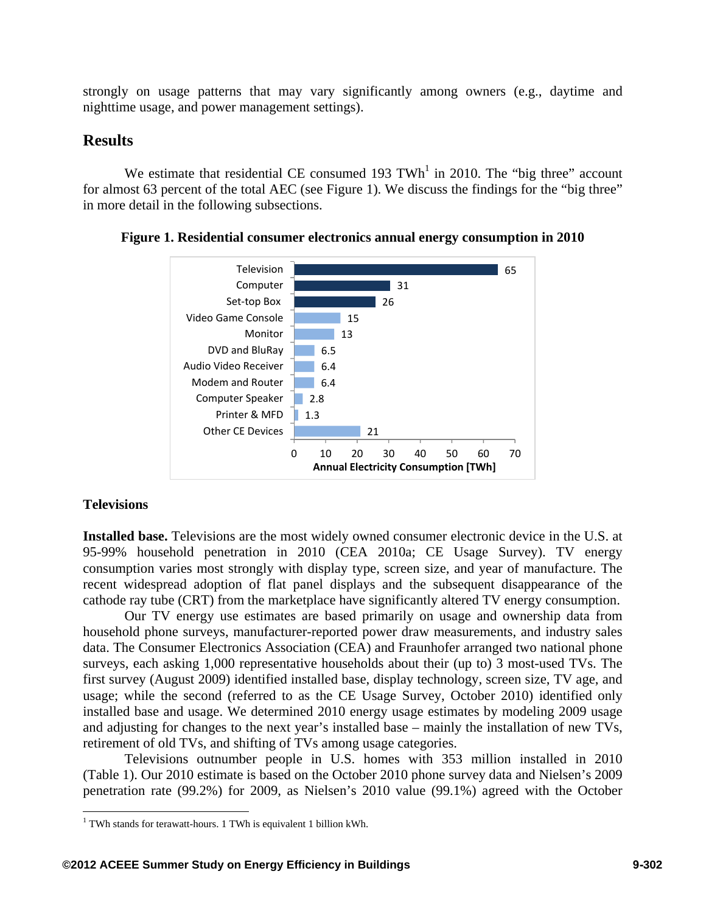strongly on usage patterns that may vary significantly among owners (e.g., daytime and nighttime usage, and power management settings).

## Results

We estimate that residential CE consumed 193 TWh[1] in 2010. The "big three" account for almost 63 percent of the total AEC (see Figure 1). We discuss the findings for the "big three" in more detail in the following subsections.

**Figure 1. Residential consumer electronics annual energy consumption in 2010**

| Device | Annual Electricity Consumption [TWh] |
|---|---|
| Television | 65 |
| Computer | 31 |
| Set-top Box | 26 |
| Video Game Console | 15 |
| Monitor | 13 |
| DVD and BluRay | 6.5 |
| Audio Video Receiver | 6.4 |
| Modem and Router | 6.4 |
| Computer Speaker | 2.8 |
| Printer & MFD | 1.3 |
| Other CE Devices | 21 |

### Televisions

**Installed base.** Televisions are the most widely owned consumer electronic device in the U.S. at 95-99% household penetration in 2010 (CEA 2010a; CE Usage Survey). TV energy consumption varies most strongly with display type, screen size, and year of manufacture. The recent widespread adoption of flat panel displays and the subsequent disappearance of the cathode ray tube (CRT) from the marketplace have significantly altered TV energy consumption.

Our TV energy use estimates are based primarily on usage and ownership data from household phone surveys, manufacturer-reported power draw measurements, and industry sales data. The Consumer Electronics Association (CEA) and Fraunhofer arranged two national phone surveys, each asking 1,000 representative households about their (up to) 3 most-used TVs. The first survey (August 2009) identified installed base, display technology, screen size, TV age, and usage; while the second (referred to as the CE Usage Survey, October 2010) identified only installed base and usage. We determined 2010 energy usage estimates by modeling 2009 usage and adjusting for changes to the next year's installed base – mainly the installation of new TVs, retirement of old TVs, and shifting of TVs among usage categories.

Televisions outnumber people in U.S. homes with 353 million installed in 2010 (Table 1). Our 2010 estimate is based on the October 2010 phone survey data and Nielsen's 2009 penetration rate (99.2%) for 2009, as Nielsen's 2010 value (99.1%) agreed with the October

[1] TWh stands for terawatt-hours. 1 TWh is equivalent 1 billion kWh.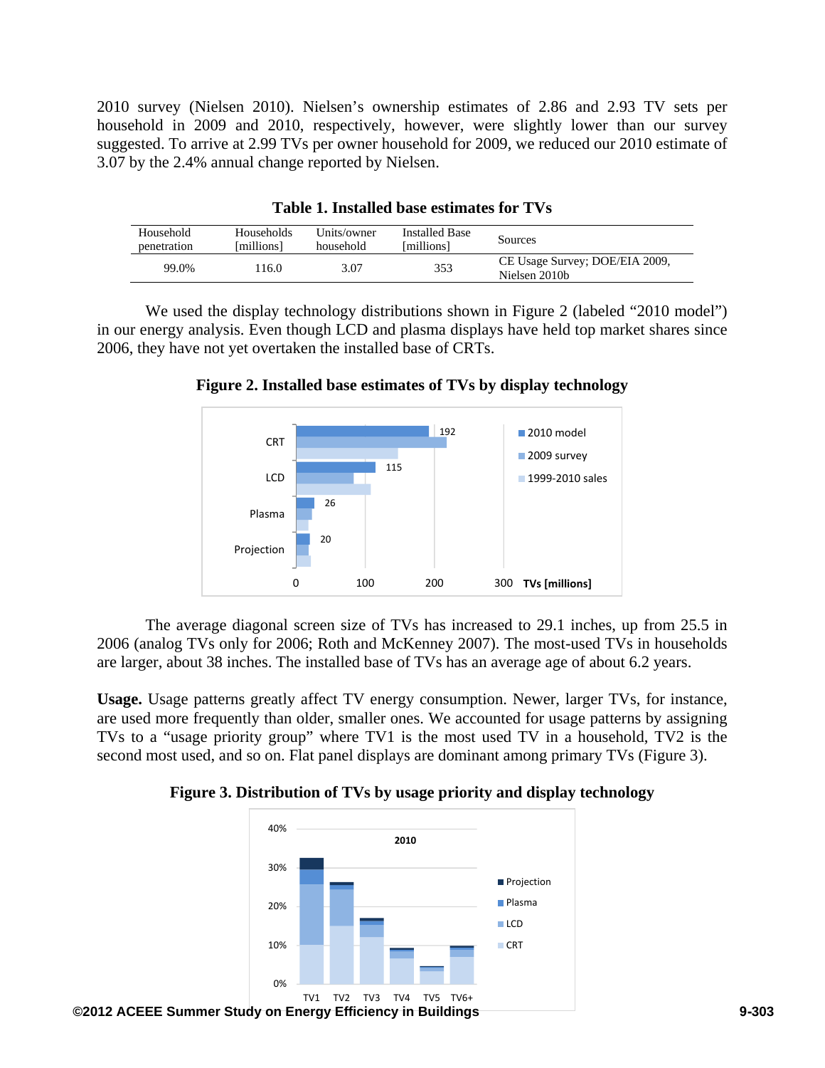2010 survey (Nielsen 2010). Nielsen's ownership estimates of 2.86 and 2.93 TV sets per household in 2009 and 2010, respectively, however, were slightly lower than our survey suggested. To arrive at 2.99 TVs per owner household for 2009, we reduced our 2010 estimate of 3.07 by the 2.4% annual change reported by Nielsen.

**Table 1. Installed base estimates for TVs**

| Household penetration | Households [millions] | Units/owner household | Installed Base [millions] | Sources |
|---|---|---|---|---|
| 99.0% | 116.0 | 3.07 | 353 | CE Usage Survey; DOE/EIA 2009, Nielsen 2010b |

We used the display technology distributions shown in Figure 2 (labeled "2010 model") in our energy analysis. Even though LCD and plasma displays have held top market shares since 2006, they have not yet overtaken the installed base of CRTs.

**Figure 2. Installed base estimates of TVs by display technology**

The average diagonal screen size of TVs has increased to 29.1 inches, up from 25.5 in 2006 (analog TVs only for 2006; Roth and McKenney 2007). The most-used TVs in households are larger, about 38 inches. The installed base of TVs has an average age of about 6.2 years.

**Usage.** Usage patterns greatly affect TV energy consumption. Newer, larger TVs, for instance, are used more frequently than older, smaller ones. We accounted for usage patterns by assigning TVs to a "usage priority group" where TV1 is the most used TV in a household, TV2 is the second most used, and so on. Flat panel displays are dominant among primary TVs (Figure 3).

**Figure 3. Distribution of TVs by usage priority and display technology**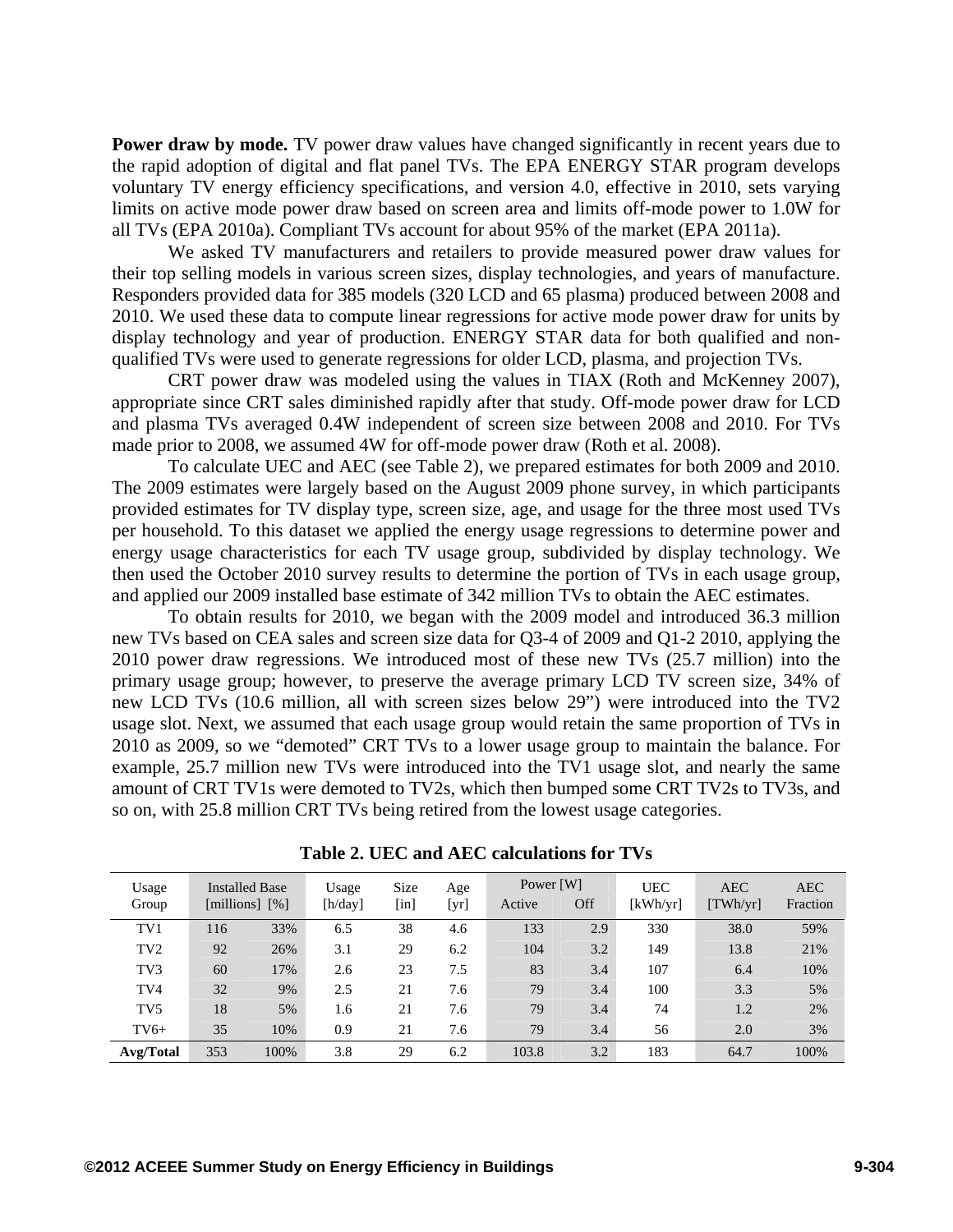**Power draw by mode.** TV power draw values have changed significantly in recent years due to the rapid adoption of digital and flat panel TVs. The EPA ENERGY STAR program develops voluntary TV energy efficiency specifications, and version 4.0, effective in 2010, sets varying limits on active mode power draw based on screen area and limits off-mode power to 1.0W for all TVs (EPA 2010a). Compliant TVs account for about 95% of the market (EPA 2011a).

We asked TV manufacturers and retailers to provide measured power draw values for their top selling models in various screen sizes, display technologies, and years of manufacture. Responders provided data for 385 models (320 LCD and 65 plasma) produced between 2008 and 2010. We used these data to compute linear regressions for active mode power draw for units by display technology and year of production. ENERGY STAR data for both qualified and non-qualified TVs were used to generate regressions for older LCD, plasma, and projection TVs.

CRT power draw was modeled using the values in TIAX (Roth and McKenney 2007), appropriate since CRT sales diminished rapidly after that study. Off-mode power draw for LCD and plasma TVs averaged 0.4W independent of screen size between 2008 and 2010. For TVs made prior to 2008, we assumed 4W for off-mode power draw (Roth et al. 2008).

To calculate UEC and AEC (see Table 2), we prepared estimates for both 2009 and 2010. The 2009 estimates were largely based on the August 2009 phone survey, in which participants provided estimates for TV display type, screen size, age, and usage for the three most used TVs per household. To this dataset we applied the energy usage regressions to determine power and energy usage characteristics for each TV usage group, subdivided by display technology. We then used the October 2010 survey results to determine the portion of TVs in each usage group, and applied our 2009 installed base estimate of 342 million TVs to obtain the AEC estimates.

To obtain results for 2010, we began with the 2009 model and introduced 36.3 million new TVs based on CEA sales and screen size data for Q3-4 of 2009 and Q1-2 2010, applying the 2010 power draw regressions. We introduced most of these new TVs (25.7 million) into the primary usage group; however, to preserve the average primary LCD TV screen size, 34% of new LCD TVs (10.6 million, all with screen sizes below 29") were introduced into the TV2 usage slot. Next, we assumed that each usage group would retain the same proportion of TVs in 2010 as 2009, so we "demoted" CRT TVs to a lower usage group to maintain the balance. For example, 25.7 million new TVs were introduced into the TV1 usage slot, and nearly the same amount of CRT TV1s were demoted to TV2s, which then bumped some CRT TV2s to TV3s, and so on, with 25.8 million CRT TVs being retired from the lowest usage categories.

**Table 2. UEC and AEC calculations for TVs**

| Usage Group | Installed Base [millions] | [%] | Usage [h/day] | Size [in] | Age [yr] | Power [W] Active | Off | UEC [kWh/yr] | AEC [TWh/yr] | AEC Fraction |
|---|---|---|---|---|---|---|---|---|---|---|
| TV1 | 116 | 33% | 6.5 | 38 | 4.6 | 133 | 2.9 | 330 | 38.0 | 59% |
| TV2 | 92 | 26% | 3.1 | 29 | 6.2 | 104 | 3.2 | 149 | 13.8 | 21% |
| TV3 | 60 | 17% | 2.6 | 23 | 7.5 | 83 | 3.4 | 107 | 6.4 | 10% |
| TV4 | 32 | 9% | 2.5 | 21 | 7.6 | 79 | 3.4 | 100 | 3.3 | 5% |
| TV5 | 18 | 5% | 1.6 | 21 | 7.6 | 79 | 3.4 | 74 | 1.2 | 2% |
| TV6+ | 35 | 10% | 0.9 | 21 | 7.6 | 79 | 3.4 | 56 | 2.0 | 3% |
| **Avg/Total** | 353 | 100% | 3.8 | 29 | 6.2 | 103.8 | 3.2 | 183 | 64.7 | 100% |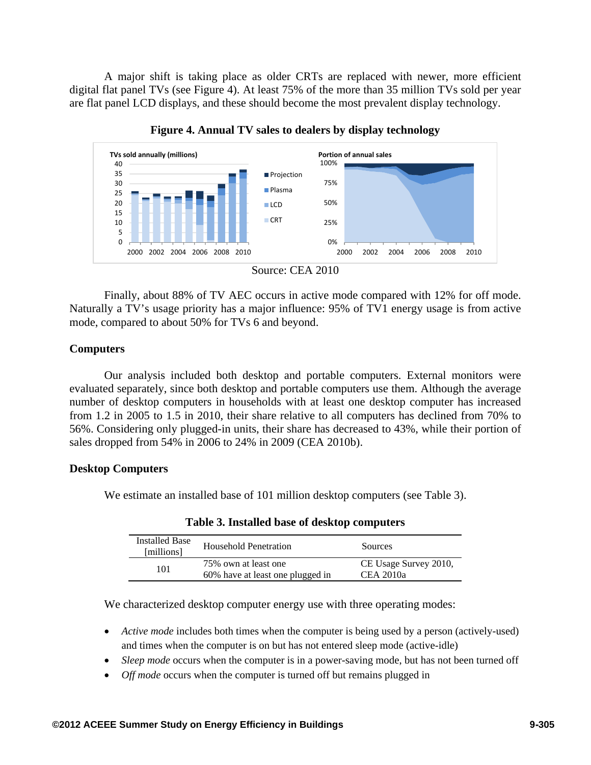A major shift is taking place as older CRTs are replaced with newer, more efficient digital flat panel TVs (see Figure 4). At least 75% of the more than 35 million TVs sold per year are flat panel LCD displays, and these should become the most prevalent display technology.

**Figure 4. Annual TV sales to dealers by display technology**

Source: CEA 2010

Finally, about 88% of TV AEC occurs in active mode compared with 12% for off mode. Naturally a TV's usage priority has a major influence: 95% of TV1 energy usage is from active mode, compared to about 50% for TVs 6 and beyond.

### Computers

Our analysis included both desktop and portable computers. External monitors were evaluated separately, since both desktop and portable computers use them. Although the average number of desktop computers in households with at least one desktop computer has increased from 1.2 in 2005 to 1.5 in 2010, their share relative to all computers has declined from 70% to 56%. Considering only plugged-in units, their share has decreased to 43%, while their portion of sales dropped from 54% in 2006 to 24% in 2009 (CEA 2010b).

### Desktop Computers

We estimate an installed base of 101 million desktop computers (see Table 3).

**Table 3. Installed base of desktop computers**

| Installed Base [millions] | Household Penetration | Sources |
|---|---|---|
| 101 | 75% own at least one<br>60% have at least one plugged in | CE Usage Survey 2010,<br>CEA 2010a |

We characterized desktop computer energy use with three operating modes:

- *Active mode* includes both times when the computer is being used by a person (actively-used) and times when the computer is on but has not entered sleep mode (active-idle)
- *Sleep mode* occurs when the computer is in a power-saving mode, but has not been turned off
- *Off mode* occurs when the computer is turned off but remains plugged in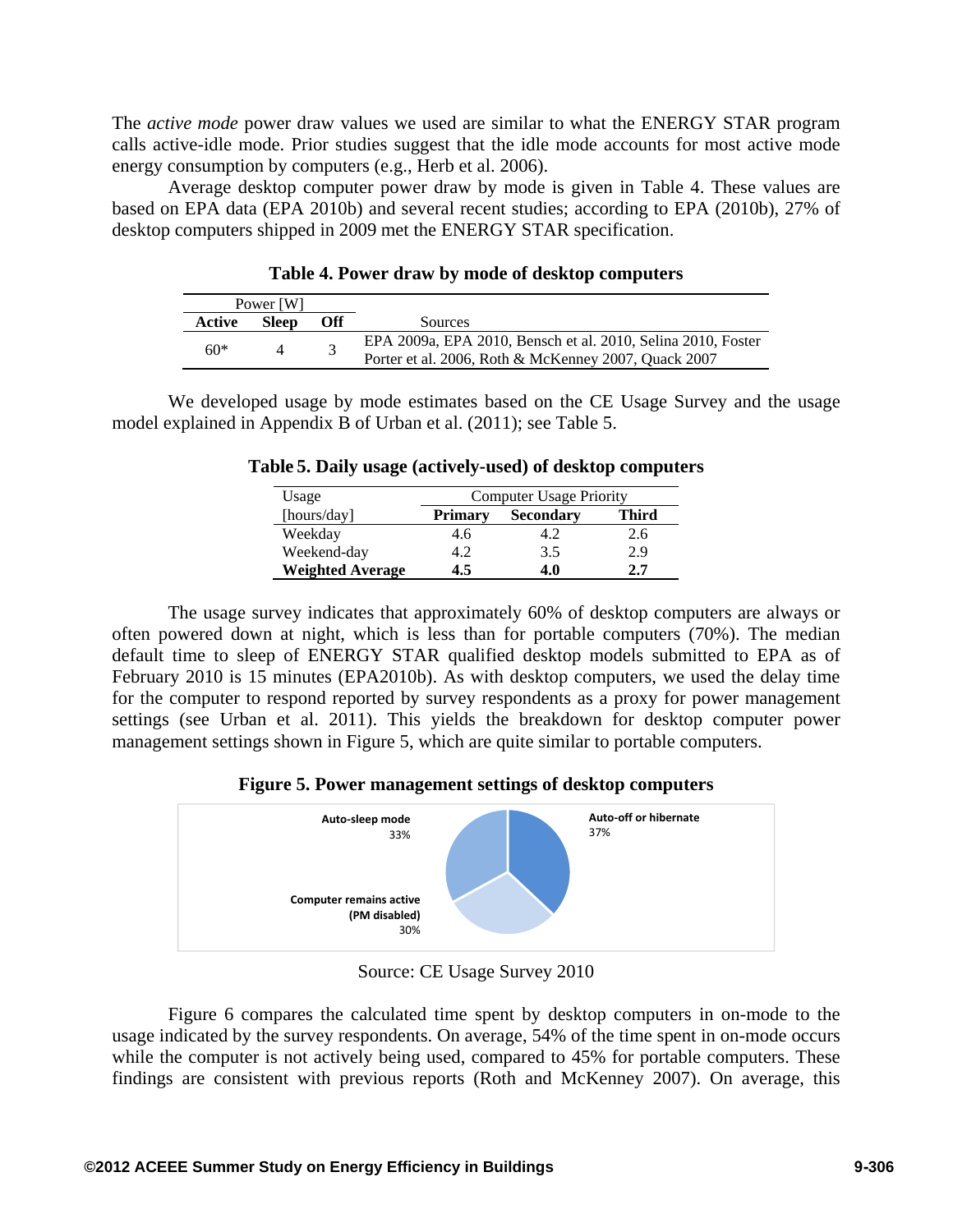The *active mode* power draw values we used are similar to what the ENERGY STAR program calls active-idle mode. Prior studies suggest that the idle mode accounts for most active mode energy consumption by computers (e.g., Herb et al. 2006).

Average desktop computer power draw by mode is given in Table 4. These values are based on EPA data (EPA 2010b) and several recent studies; according to EPA (2010b), 27% of desktop computers shipped in 2009 met the ENERGY STAR specification.

**Table 4. Power draw by mode of desktop computers**

| Power [W] | | | |
|---|---|---|---|
| **Active** | **Sleep** | **Off** | Sources |
| 60* | 4 | 3 | EPA 2009a, EPA 2010, Bensch et al. 2010, Selina 2010, Foster Porter et al. 2006, Roth & McKenney 2007, Quack 2007 |

We developed usage by mode estimates based on the CE Usage Survey and the usage model explained in Appendix B of Urban et al. (2011); see Table 5.

**Table 5. Daily usage (actively-used) of desktop computers**

| Usage [hours/day] | Computer Usage Priority | | |
|---|---|---|---|
| | **Primary** | **Secondary** | **Third** |
| Weekday | 4.6 | 4.2 | 2.6 |
| Weekend-day | 4.2 | 3.5 | 2.9 |
| **Weighted Average** | **4.5** | **4.0** | **2.7** |

The usage survey indicates that approximately 60% of desktop computers are always or often powered down at night, which is less than for portable computers (70%). The median default time to sleep of ENERGY STAR qualified desktop models submitted to EPA as of February 2010 is 15 minutes (EPA2010b). As with desktop computers, we used the delay time for the computer to respond reported by survey respondents as a proxy for power management settings (see Urban et al. 2011). This yields the breakdown for desktop computer power management settings shown in Figure 5, which are quite similar to portable computers.

**Figure 5. Power management settings of desktop computers**

| Setting | Share |
|---|---|
| Auto-off or hibernate | 37% |
| Auto-sleep mode | 33% |
| Computer remains active (PM disabled) | 30% |

Source: CE Usage Survey 2010

Figure 6 compares the calculated time spent by desktop computers in on-mode to the usage indicated by the survey respondents. On average, 54% of the time spent in on-mode occurs while the computer is not actively being used, compared to 45% for portable computers. These findings are consistent with previous reports (Roth and McKenney 2007). On average, this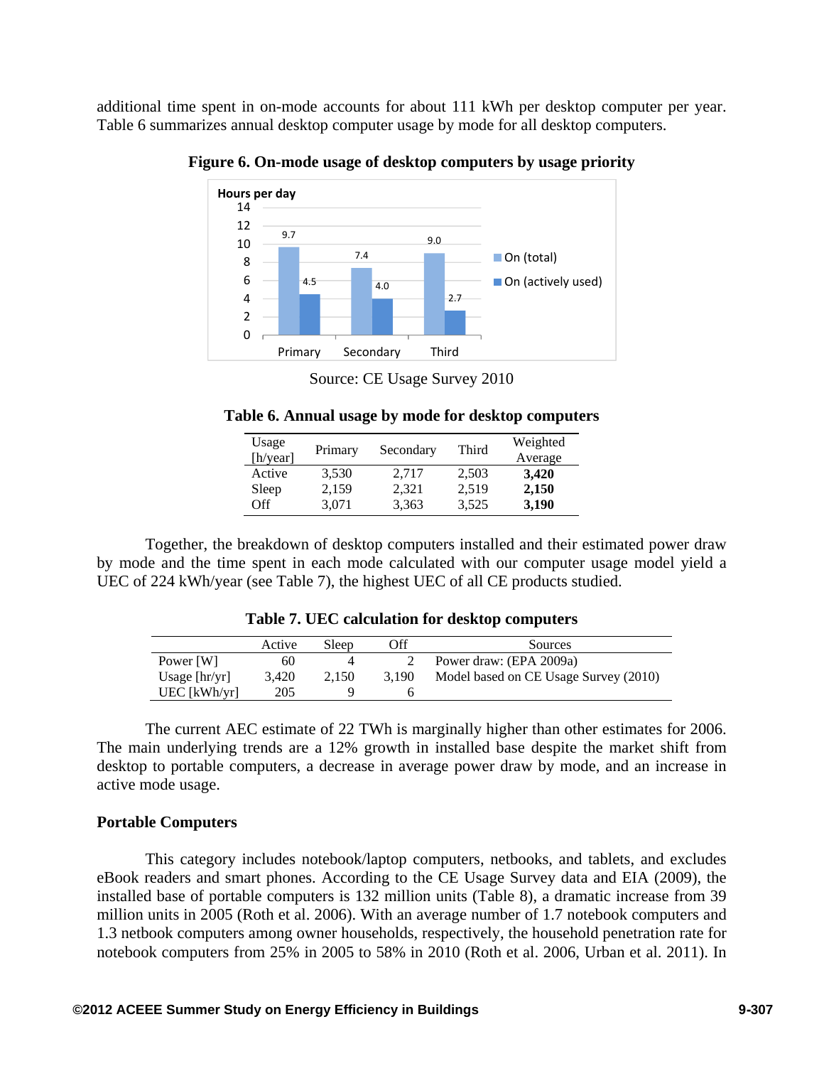additional time spent in on-mode accounts for about 111 kWh per desktop computer per year. Table 6 summarizes annual desktop computer usage by mode for all desktop computers.

**Figure 6. On-mode usage of desktop computers by usage priority**

Source: CE Usage Survey 2010

**Table 6. Annual usage by mode for desktop computers**

| Usage [h/year] | Primary | Secondary | Third | Weighted Average |
|---|---|---|---|---|
| Active | 3,530 | 2,717 | 2,503 | **3,420** |
| Sleep | 2,159 | 2,321 | 2,519 | **2,150** |
| Off | 3,071 | 3,363 | 3,525 | **3,190** |

Together, the breakdown of desktop computers installed and their estimated power draw by mode and the time spent in each mode calculated with our computer usage model yield a UEC of 224 kWh/year (see Table 7), the highest UEC of all CE products studied.

**Table 7. UEC calculation for desktop computers**

| | Active | Sleep | Off | Sources |
|---|---|---|---|---|
| Power [W] | 60 | 4 | 2 | Power draw: (EPA 2009a) |
| Usage [hr/yr] | 3,420 | 2,150 | 3,190 | Model based on CE Usage Survey (2010) |
| UEC [kWh/yr] | 205 | 9 | 6 | |

The current AEC estimate of 22 TWh is marginally higher than other estimates for 2006. The main underlying trends are a 12% growth in installed base despite the market shift from desktop to portable computers, a decrease in average power draw by mode, and an increase in active mode usage.

**Portable Computers**

This category includes notebook/laptop computers, netbooks, and tablets, and excludes eBook readers and smart phones. According to the CE Usage Survey data and EIA (2009), the installed base of portable computers is 132 million units (Table 8), a dramatic increase from 39 million units in 2005 (Roth et al. 2006). With an average number of 1.7 notebook computers and 1.3 netbook computers among owner households, respectively, the household penetration rate for notebook computers from 25% in 2005 to 58% in 2010 (Roth et al. 2006, Urban et al. 2011). In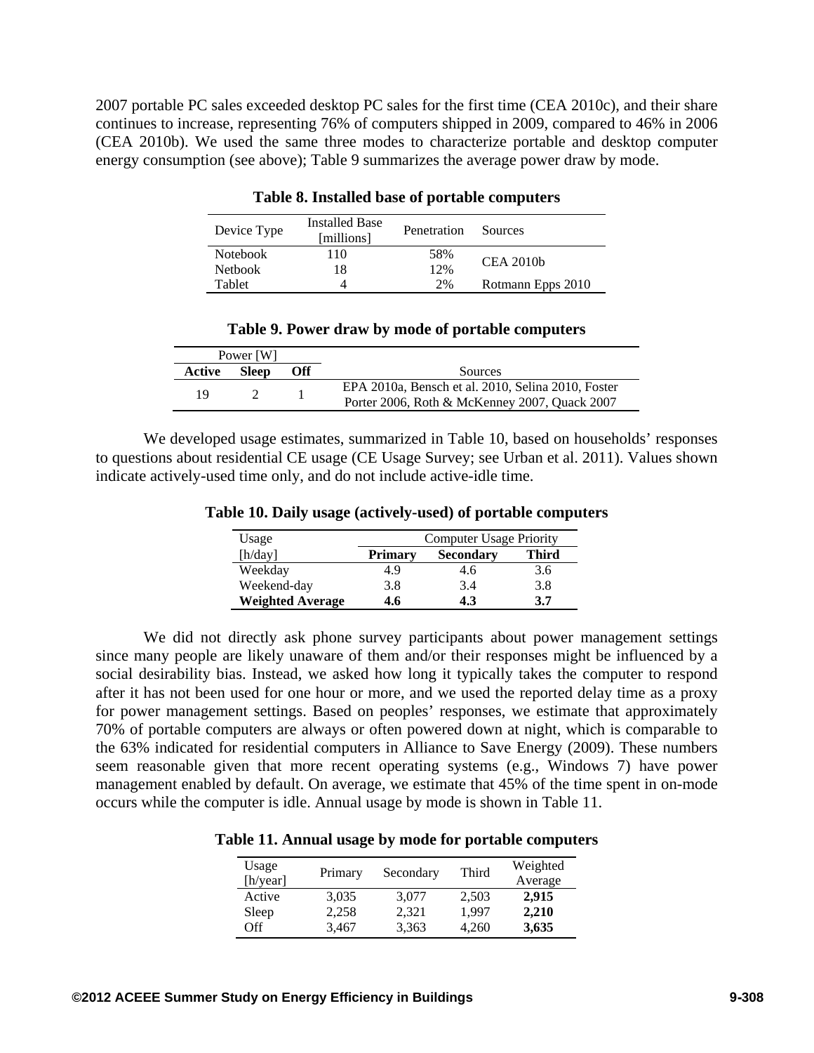2007 portable PC sales exceeded desktop PC sales for the first time (CEA 2010c), and their share continues to increase, representing 76% of computers shipped in 2009, compared to 46% in 2006 (CEA 2010b). We used the same three modes to characterize portable and desktop computer energy consumption (see above); Table 9 summarizes the average power draw by mode.

**Table 8. Installed base of portable computers**

| Device Type | Installed Base [millions] | Penetration | Sources |
|---|---|---|---|
| Notebook | 110 | 58% | CEA 2010b |
| Netbook | 18 | 12% | |
| Tablet | 4 | 2% | Rotmann Epps 2010 |

**Table 9. Power draw by mode of portable computers**

| Power [W] | | | |
|---|---|---|---|
| **Active** | **Sleep** | **Off** | Sources |
| 19 | 2 | 1 | EPA 2010a, Bensch et al. 2010, Selina 2010, Foster Porter 2006, Roth & McKenney 2007, Quack 2007 |

We developed usage estimates, summarized in Table 10, based on households' responses to questions about residential CE usage (CE Usage Survey; see Urban et al. 2011). Values shown indicate actively-used time only, and do not include active-idle time.

**Table 10. Daily usage (actively-used) of portable computers**

| Usage | Computer Usage Priority | | |
|---|---|---|---|
| [h/day] | **Primary** | **Secondary** | **Third** |
| Weekday | 4.9 | 4.6 | 3.6 |
| Weekend-day | 3.8 | 3.4 | 3.8 |
| **Weighted Average** | **4.6** | **4.3** | **3.7** |

We did not directly ask phone survey participants about power management settings since many people are likely unaware of them and/or their responses might be influenced by a social desirability bias. Instead, we asked how long it typically takes the computer to respond after it has not been used for one hour or more, and we used the reported delay time as a proxy for power management settings. Based on peoples' responses, we estimate that approximately 70% of portable computers are always or often powered down at night, which is comparable to the 63% indicated for residential computers in Alliance to Save Energy (2009). These numbers seem reasonable given that more recent operating systems (e.g., Windows 7) have power management enabled by default. On average, we estimate that 45% of the time spent in on-mode occurs while the computer is idle. Annual usage by mode is shown in Table 11.

**Table 11. Annual usage by mode for portable computers**

| Usage [h/year] | Primary | Secondary | Third | Weighted Average |
|---|---|---|---|---|
| Active | 3,035 | 3,077 | 2,503 | **2,915** |
| Sleep | 2,258 | 2,321 | 1,997 | **2,210** |
| Off | 3,467 | 3,363 | 4,260 | **3,635** |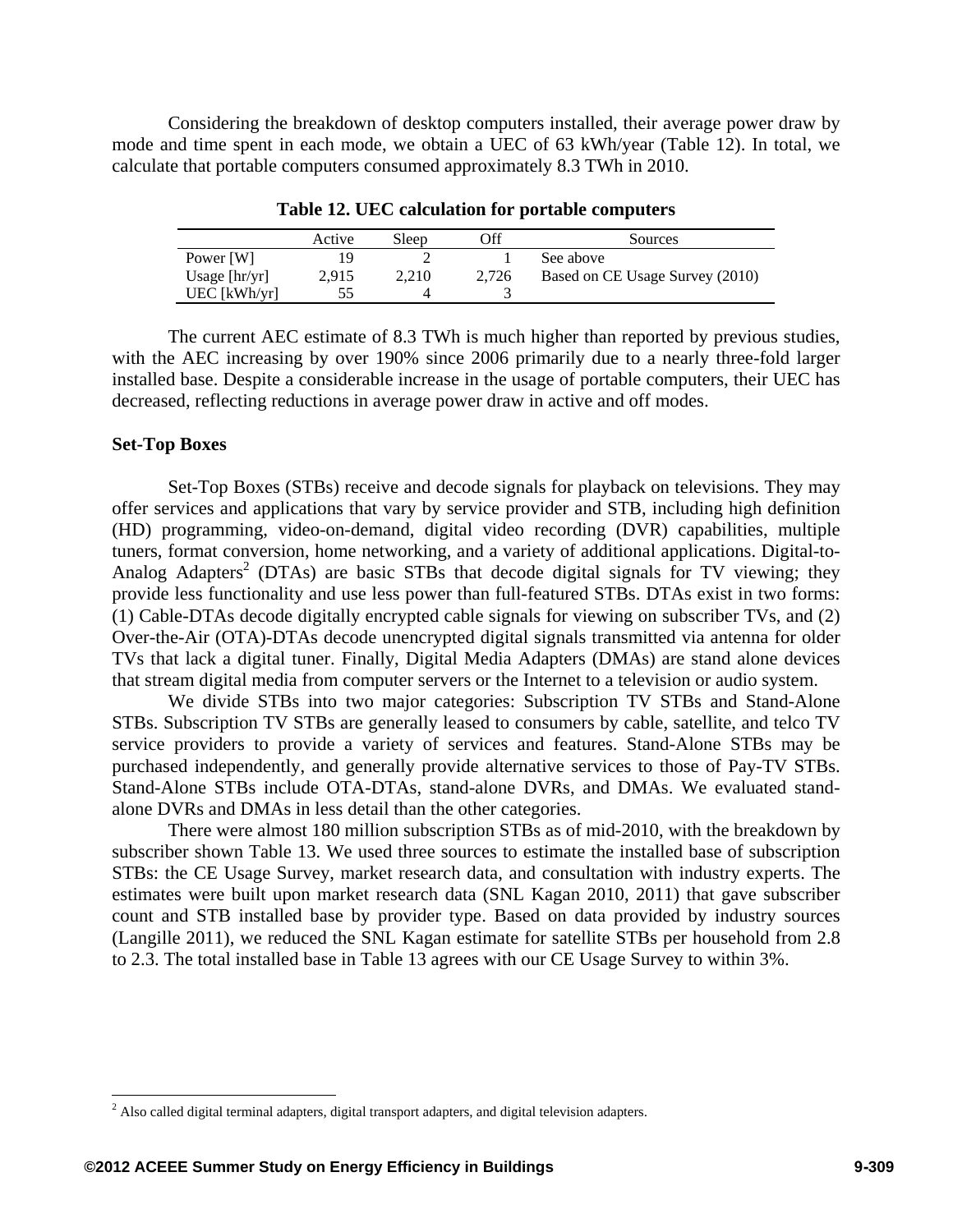Considering the breakdown of desktop computers installed, their average power draw by mode and time spent in each mode, we obtain a UEC of 63 kWh/year (Table 12). In total, we calculate that portable computers consumed approximately 8.3 TWh in 2010.

**Table 12. UEC calculation for portable computers**

| | Active | Sleep | Off | Sources |
|---|---|---|---|---|
| Power [W] | 19 | 2 | 1 | See above |
| Usage [hr/yr] | 2,915 | 2,210 | 2,726 | Based on CE Usage Survey (2010) |
| UEC [kWh/yr] | 55 | 4 | 3 | |

The current AEC estimate of 8.3 TWh is much higher than reported by previous studies, with the AEC increasing by over 190% since 2006 primarily due to a nearly three-fold larger installed base. Despite a considerable increase in the usage of portable computers, their UEC has decreased, reflecting reductions in average power draw in active and off modes.

### Set-Top Boxes

Set-Top Boxes (STBs) receive and decode signals for playback on televisions. They may offer services and applications that vary by service provider and STB, including high definition (HD) programming, video-on-demand, digital video recording (DVR) capabilities, multiple tuners, format conversion, home networking, and a variety of additional applications. Digital-to-Analog Adapters[2] (DTAs) are basic STBs that decode digital signals for TV viewing; they provide less functionality and use less power than full-featured STBs. DTAs exist in two forms: (1) Cable-DTAs decode digitally encrypted cable signals for viewing on subscriber TVs, and (2) Over-the-Air (OTA)-DTAs decode unencrypted digital signals transmitted via antenna for older TVs that lack a digital tuner. Finally, Digital Media Adapters (DMAs) are stand alone devices that stream digital media from computer servers or the Internet to a television or audio system.

We divide STBs into two major categories: Subscription TV STBs and Stand-Alone STBs. Subscription TV STBs are generally leased to consumers by cable, satellite, and telco TV service providers to provide a variety of services and features. Stand-Alone STBs may be purchased independently, and generally provide alternative services to those of Pay-TV STBs. Stand-Alone STBs include OTA-DTAs, stand-alone DVRs, and DMAs. We evaluated stand-alone DVRs and DMAs in less detail than the other categories.

There were almost 180 million subscription STBs as of mid-2010, with the breakdown by subscriber shown Table 13. We used three sources to estimate the installed base of subscription STBs: the CE Usage Survey, market research data, and consultation with industry experts. The estimates were built upon market research data (SNL Kagan 2010, 2011) that gave subscriber count and STB installed base by provider type. Based on data provided by industry sources (Langille 2011), we reduced the SNL Kagan estimate for satellite STBs per household from 2.8 to 2.3. The total installed base in Table 13 agrees with our CE Usage Survey to within 3%.

[2] Also called digital terminal adapters, digital transport adapters, and digital television adapters.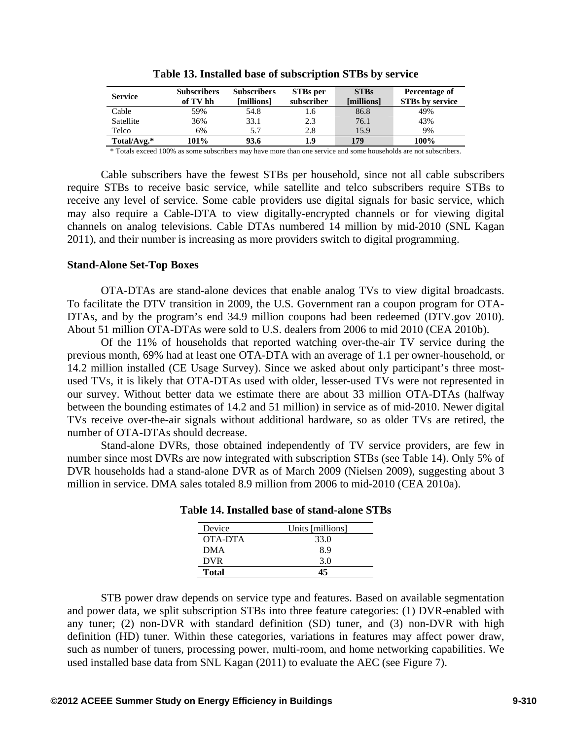**Table 13. Installed base of subscription STBs by service**

| Service | Subscribers of TV hh | Subscribers [millions] | STBs per subscriber | STBs [millions] | Percentage of STBs by service |
|---|---|---|---|---|---|
| Cable | 59% | 54.8 | 1.6 | 86.8 | 49% |
| Satellite | 36% | 33.1 | 2.3 | 76.1 | 43% |
| Telco | 6% | 5.7 | 2.8 | 15.9 | 9% |
| **Total/Avg.*** | **101%** | **93.6** | **1.9** | **179** | **100%** |

\* Totals exceed 100% as some subscribers may have more than one service and some households are not subscribers.

Cable subscribers have the fewest STBs per household, since not all cable subscribers require STBs to receive basic service, while satellite and telco subscribers require STBs to receive any level of service. Some cable providers use digital signals for basic service, which may also require a Cable-DTA to view digitally-encrypted channels or for viewing digital channels on analog televisions. Cable DTAs numbered 14 million by mid-2010 (SNL Kagan 2011), and their number is increasing as more providers switch to digital programming.

### Stand-Alone Set-Top Boxes

OTA-DTAs are stand-alone devices that enable analog TVs to view digital broadcasts. To facilitate the DTV transition in 2009, the U.S. Government ran a coupon program for OTA-DTAs, and by the program's end 34.9 million coupons had been redeemed (DTV.gov 2010). About 51 million OTA-DTAs were sold to U.S. dealers from 2006 to mid 2010 (CEA 2010b).

Of the 11% of households that reported watching over-the-air TV service during the previous month, 69% had at least one OTA-DTA with an average of 1.1 per owner-household, or 14.2 million installed (CE Usage Survey). Since we asked about only participant's three most-used TVs, it is likely that OTA-DTAs used with older, lesser-used TVs were not represented in our survey. Without better data we estimate there are about 33 million OTA-DTAs (halfway between the bounding estimates of 14.2 and 51 million) in service as of mid-2010. Newer digital TVs receive over-the-air signals without additional hardware, so as older TVs are retired, the number of OTA-DTAs should decrease.

Stand-alone DVRs, those obtained independently of TV service providers, are few in number since most DVRs are now integrated with subscription STBs (see Table 14). Only 5% of DVR households had a stand-alone DVR as of March 2009 (Nielsen 2009), suggesting about 3 million in service. DMA sales totaled 8.9 million from 2006 to mid-2010 (CEA 2010a).

**Table 14. Installed base of stand-alone STBs**

| Device | Units [millions] |
|---|---|
| OTA-DTA | 33.0 |
| DMA | 8.9 |
| DVR | 3.0 |
| **Total** | **45** |

STB power draw depends on service type and features. Based on available segmentation and power data, we split subscription STBs into three feature categories: (1) DVR-enabled with any tuner; (2) non-DVR with standard definition (SD) tuner, and (3) non-DVR with high definition (HD) tuner. Within these categories, variations in features may affect power draw, such as number of tuners, processing power, multi-room, and home networking capabilities. We used installed base data from SNL Kagan (2011) to evaluate the AEC (see Figure 7).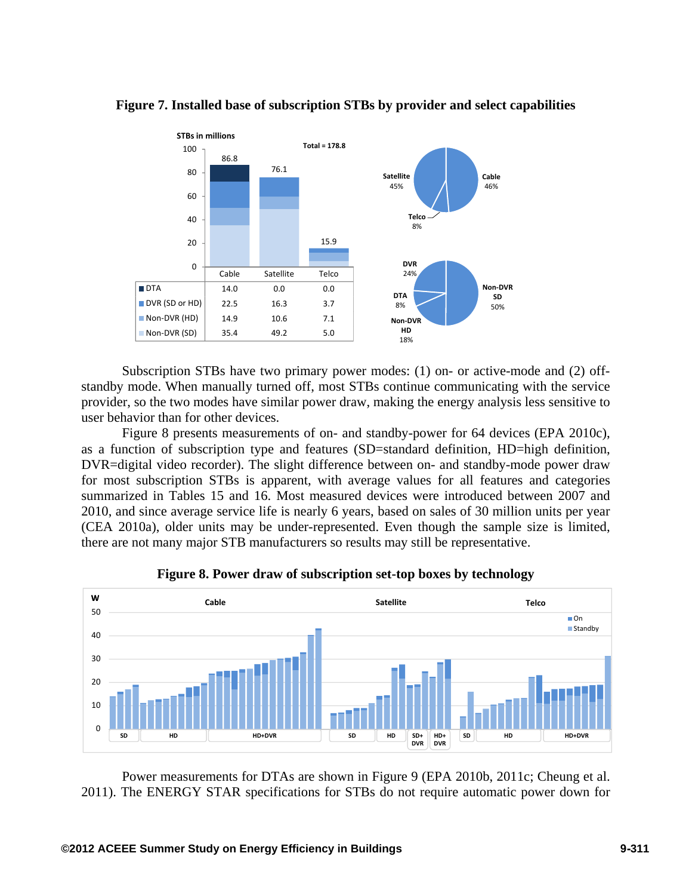**Figure 7. Installed base of subscription STBs by provider and select capabilities**

| | Cable | Satellite | Telco |
|---|---|---|---|
| DTA | 14.0 | 0.0 | 0.0 |
| DVR (SD or HD) | 22.5 | 16.3 | 3.7 |
| Non-DVR (HD) | 14.9 | 10.6 | 7.1 |
| Non-DVR (SD) | 35.4 | 49.2 | 5.0 |

Subscription STBs have two primary power modes: (1) on- or active-mode and (2) off-standby mode. When manually turned off, most STBs continue communicating with the service provider, so the two modes have similar power draw, making the energy analysis less sensitive to user behavior than for other devices.

Figure 8 presents measurements of on- and standby-power for 64 devices (EPA 2010c), as a function of subscription type and features (SD=standard definition, HD=high definition, DVR=digital video recorder). The slight difference between on- and standby-mode power draw for most subscription STBs is apparent, with average values for all features and categories summarized in Tables 15 and 16. Most measured devices were introduced between 2007 and 2010, and since average service life is nearly 6 years, based on sales of 30 million units per year (CEA 2010a), older units may be under-represented. Even though the sample size is limited, there are not many major STB manufacturers so results may still be representative.

**Figure 8. Power draw of subscription set-top boxes by technology**

Power measurements for DTAs are shown in Figure 9 (EPA 2010b, 2011c; Cheung et al. 2011). The ENERGY STAR specifications for STBs do not require automatic power down for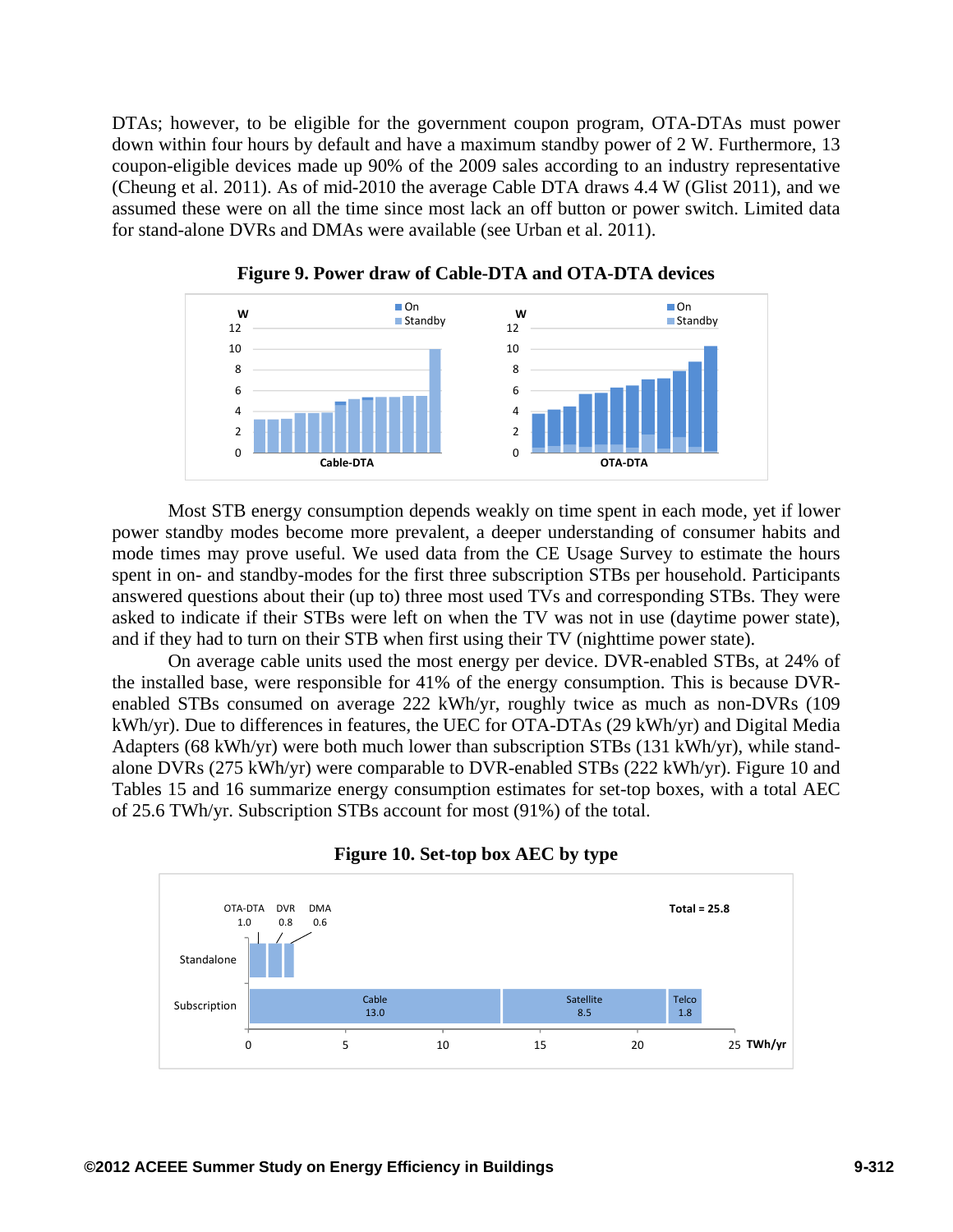DTAs; however, to be eligible for the government coupon program, OTA-DTAs must power down within four hours by default and have a maximum standby power of 2 W. Furthermore, 13 coupon-eligible devices made up 90% of the 2009 sales according to an industry representative (Cheung et al. 2011). As of mid-2010 the average Cable DTA draws 4.4 W (Glist 2011), and we assumed these were on all the time since most lack an off button or power switch. Limited data for stand-alone DVRs and DMAs were available (see Urban et al. 2011).

**Figure 9. Power draw of Cable-DTA and OTA-DTA devices**

Most STB energy consumption depends weakly on time spent in each mode, yet if lower power standby modes become more prevalent, a deeper understanding of consumer habits and mode times may prove useful. We used data from the CE Usage Survey to estimate the hours spent in on- and standby-modes for the first three subscription STBs per household. Participants answered questions about their (up to) three most used TVs and corresponding STBs. They were asked to indicate if their STBs were left on when the TV was not in use (daytime power state), and if they had to turn on their STB when first using their TV (nighttime power state).

On average cable units used the most energy per device. DVR-enabled STBs, at 24% of the installed base, were responsible for 41% of the energy consumption. This is because DVR-enabled STBs consumed on average 222 kWh/yr, roughly twice as much as non-DVRs (109 kWh/yr). Due to differences in features, the UEC for OTA-DTAs (29 kWh/yr) and Digital Media Adapters (68 kWh/yr) were both much lower than subscription STBs (131 kWh/yr), while stand-alone DVRs (275 kWh/yr) were comparable to DVR-enabled STBs (222 kWh/yr). Figure 10 and Tables 15 and 16 summarize energy consumption estimates for set-top boxes, with a total AEC of 25.6 TWh/yr. Subscription STBs account for most (91%) of the total.

**Figure 10. Set-top box AEC by type**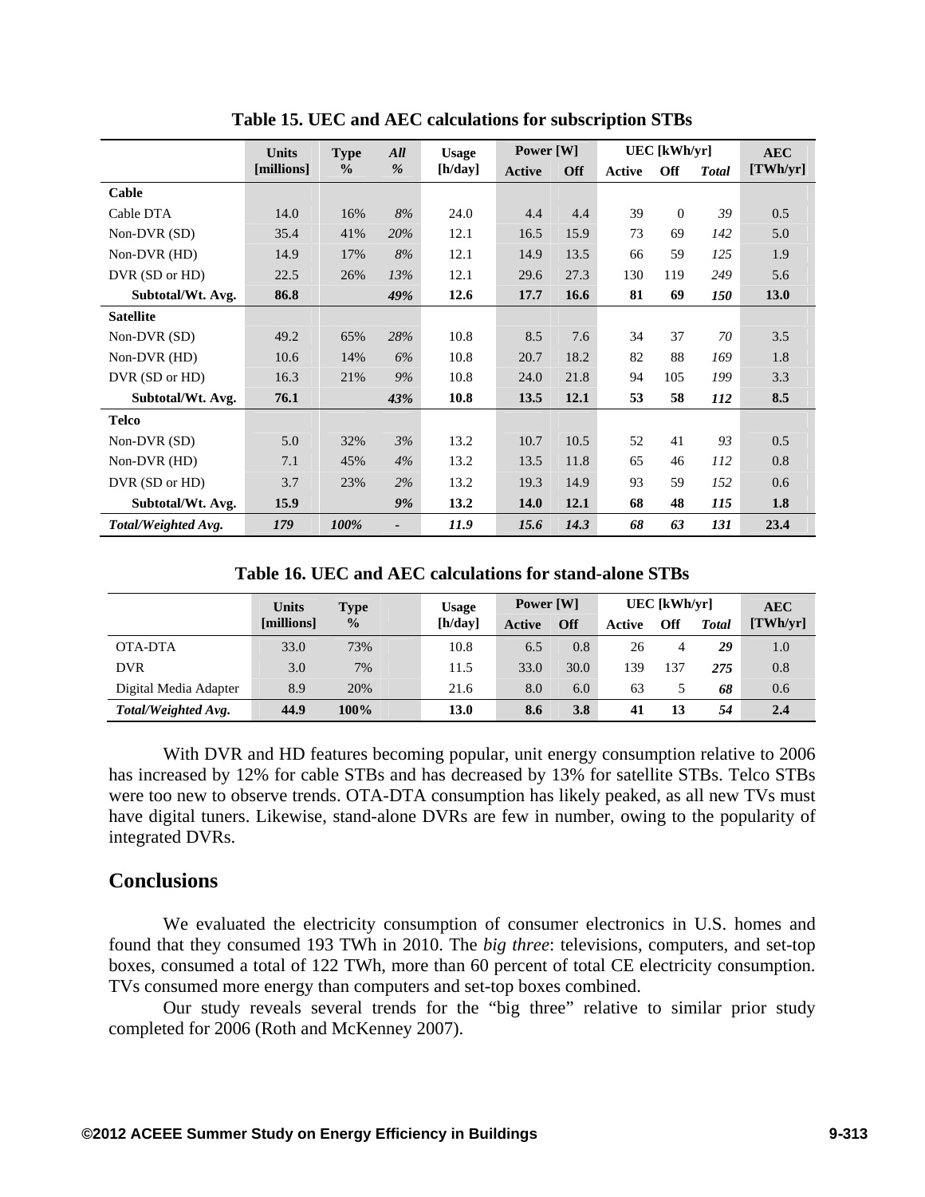**Table 15. UEC and AEC calculations for subscription STBs**

| | Units [millions] | Type % | *All %* | Usage [h/day] | Power [W] | | UEC [kWh/yr] | | | AEC [TWh/yr] |
|---|---|---|---|---|---|---|---|---|---|---|
| | | | | | Active | Off | Active | Off | *Total* | |
| **Cable** | | | | | | | | | | |
| Cable DTA | 14.0 | 16% | *8%* | 24.0 | 4.4 | 4.4 | 39 | 0 | *39* | 0.5 |
| Non-DVR (SD) | 35.4 | 41% | *20%* | 12.1 | 16.5 | 15.9 | 73 | 69 | *142* | 5.0 |
| Non-DVR (HD) | 14.9 | 17% | *8%* | 12.1 | 14.9 | 13.5 | 66 | 59 | *125* | 1.9 |
| DVR (SD or HD) | 22.5 | 26% | *13%* | 12.1 | 29.6 | 27.3 | 130 | 119 | *249* | 5.6 |
| **Subtotal/Wt. Avg.** | **86.8** | | ***49%*** | **12.6** | **17.7** | **16.6** | **81** | **69** | ***150*** | **13.0** |
| **Satellite** | | | | | | | | | | |
| Non-DVR (SD) | 49.2 | 65% | *28%* | 10.8 | 8.5 | 7.6 | 34 | 37 | *70* | 3.5 |
| Non-DVR (HD) | 10.6 | 14% | *6%* | 10.8 | 20.7 | 18.2 | 82 | 88 | *169* | 1.8 |
| DVR (SD or HD) | 16.3 | 21% | *9%* | 10.8 | 24.0 | 21.8 | 94 | 105 | *199* | 3.3 |
| **Subtotal/Wt. Avg.** | **76.1** | | ***43%*** | **10.8** | **13.5** | **12.1** | **53** | **58** | ***112*** | **8.5** |
| **Telco** | | | | | | | | | | |
| Non-DVR (SD) | 5.0 | 32% | *3%* | 13.2 | 10.7 | 10.5 | 52 | 41 | *93* | 0.5 |
| Non-DVR (HD) | 7.1 | 45% | *4%* | 13.2 | 13.5 | 11.8 | 65 | 46 | *112* | 0.8 |
| DVR (SD or HD) | 3.7 | 23% | *2%* | 13.2 | 19.3 | 14.9 | 93 | 59 | *152* | 0.6 |
| **Subtotal/Wt. Avg.** | **15.9** | | ***9%*** | **13.2** | **14.0** | **12.1** | **68** | **48** | ***115*** | **1.8** |
| ***Total/Weighted Avg.*** | ***179*** | ***100%*** | **-** | ***11.9*** | ***15.6*** | ***14.3*** | ***68*** | ***63*** | ***131*** | **23.4** |

**Table 16. UEC and AEC calculations for stand-alone STBs**

| | Units [millions] | Type % | | Usage [h/day] | Power [W] | | UEC [kWh/yr] | | | AEC [TWh/yr] |
|---|---|---|---|---|---|---|---|---|---|---|
| | | | | | Active | Off | Active | Off | *Total* | |
| OTA-DTA | 33.0 | 73% | | 10.8 | 6.5 | 0.8 | 26 | 4 | ***29*** | 1.0 |
| DVR | 3.0 | 7% | | 11.5 | 33.0 | 30.0 | 139 | 137 | ***275*** | 0.8 |
| Digital Media Adapter | 8.9 | 20% | | 21.6 | 8.0 | 6.0 | 63 | 5 | ***68*** | 0.6 |
| ***Total/Weighted Avg.*** | **44.9** | **100%** | | **13.0** | **8.6** | **3.8** | **41** | **13** | ***54*** | **2.4** |

With DVR and HD features becoming popular, unit energy consumption relative to 2006 has increased by 12% for cable STBs and has decreased by 13% for satellite STBs. Telco STBs were too new to observe trends. OTA-DTA consumption has likely peaked, as all new TVs must have digital tuners. Likewise, stand-alone DVRs are few in number, owing to the popularity of integrated DVRs.

## Conclusions

We evaluated the electricity consumption of consumer electronics in U.S. homes and found that they consumed 193 TWh in 2010. The *big three*: televisions, computers, and set-top boxes, consumed a total of 122 TWh, more than 60 percent of total CE electricity consumption. TVs consumed more energy than computers and set-top boxes combined.

Our study reveals several trends for the "big three" relative to similar prior study completed for 2006 (Roth and McKenney 2007).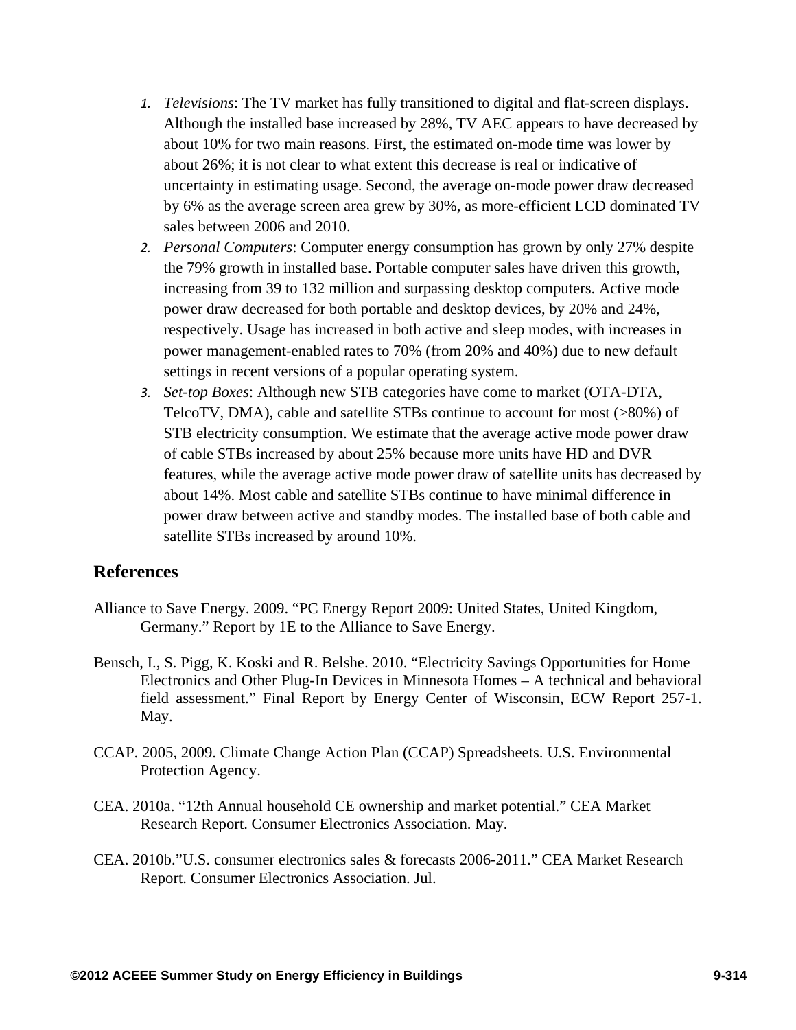1. *Televisions*: The TV market has fully transitioned to digital and flat-screen displays. Although the installed base increased by 28%, TV AEC appears to have decreased by about 10% for two main reasons. First, the estimated on-mode time was lower by about 26%; it is not clear to what extent this decrease is real or indicative of uncertainty in estimating usage. Second, the average on-mode power draw decreased by 6% as the average screen area grew by 30%, as more-efficient LCD dominated TV sales between 2006 and 2010.
2. *Personal Computers*: Computer energy consumption has grown by only 27% despite the 79% growth in installed base. Portable computer sales have driven this growth, increasing from 39 to 132 million and surpassing desktop computers. Active mode power draw decreased for both portable and desktop devices, by 20% and 24%, respectively. Usage has increased in both active and sleep modes, with increases in power management-enabled rates to 70% (from 20% and 40%) due to new default settings in recent versions of a popular operating system.
3. *Set-top Boxes*: Although new STB categories have come to market (OTA-DTA, TelcoTV, DMA), cable and satellite STBs continue to account for most (>80%) of STB electricity consumption. We estimate that the average active mode power draw of cable STBs increased by about 25% because more units have HD and DVR features, while the average active mode power draw of satellite units has decreased by about 14%. Most cable and satellite STBs continue to have minimal difference in power draw between active and standby modes. The installed base of both cable and satellite STBs increased by around 10%.

## References

Alliance to Save Energy. 2009. "PC Energy Report 2009: United States, United Kingdom, Germany." Report by 1E to the Alliance to Save Energy.

Bensch, I., S. Pigg, K. Koski and R. Belshe. 2010. "Electricity Savings Opportunities for Home Electronics and Other Plug-In Devices in Minnesota Homes – A technical and behavioral field assessment." Final Report by Energy Center of Wisconsin, ECW Report 257-1. May.

CCAP. 2005, 2009. Climate Change Action Plan (CCAP) Spreadsheets. U.S. Environmental Protection Agency.

CEA. 2010a. "12th Annual household CE ownership and market potential." CEA Market Research Report. Consumer Electronics Association. May.

CEA. 2010b."U.S. consumer electronics sales & forecasts 2006-2011." CEA Market Research Report. Consumer Electronics Association. Jul.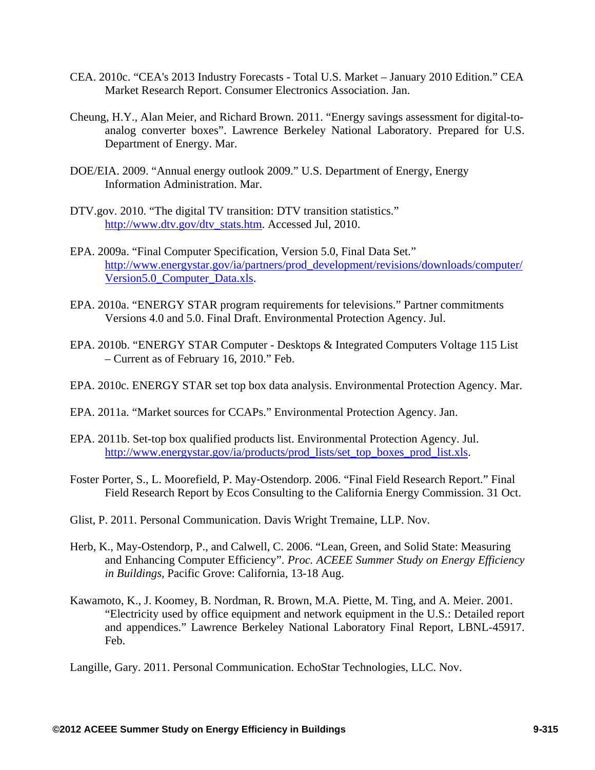CEA. 2010c. "CEA's 2013 Industry Forecasts - Total U.S. Market – January 2010 Edition." CEA Market Research Report. Consumer Electronics Association. Jan.

Cheung, H.Y., Alan Meier, and Richard Brown. 2011. "Energy savings assessment for digital-to-analog converter boxes". Lawrence Berkeley National Laboratory. Prepared for U.S. Department of Energy. Mar.

DOE/EIA. 2009. "Annual energy outlook 2009." U.S. Department of Energy, Energy Information Administration. Mar.

DTV.gov. 2010. "The digital TV transition: DTV transition statistics." http://www.dtv.gov/dtv_stats.htm. Accessed Jul, 2010.

EPA. 2009a. "Final Computer Specification, Version 5.0, Final Data Set." http://www.energystar.gov/ia/partners/prod_development/revisions/downloads/computer/Version5.0_Computer_Data.xls.

EPA. 2010a. "ENERGY STAR program requirements for televisions." Partner commitments Versions 4.0 and 5.0. Final Draft. Environmental Protection Agency. Jul.

EPA. 2010b. "ENERGY STAR Computer - Desktops & Integrated Computers Voltage 115 List – Current as of February 16, 2010." Feb.

EPA. 2010c. ENERGY STAR set top box data analysis. Environmental Protection Agency. Mar.

EPA. 2011a. "Market sources for CCAPs." Environmental Protection Agency. Jan.

EPA. 2011b. Set-top box qualified products list. Environmental Protection Agency. Jul. http://www.energystar.gov/ia/products/prod_lists/set_top_boxes_prod_list.xls.

Foster Porter, S., L. Moorefield, P. May-Ostendorp. 2006. "Final Field Research Report." Final Field Research Report by Ecos Consulting to the California Energy Commission. 31 Oct.

Glist, P. 2011. Personal Communication. Davis Wright Tremaine, LLP. Nov.

Herb, K., May-Ostendorp, P., and Calwell, C. 2006. "Lean, Green, and Solid State: Measuring and Enhancing Computer Efficiency". *Proc. ACEEE Summer Study on Energy Efficiency in Buildings*, Pacific Grove: California, 13-18 Aug.

Kawamoto, K., J. Koomey, B. Nordman, R. Brown, M.A. Piette, M. Ting, and A. Meier. 2001. "Electricity used by office equipment and network equipment in the U.S.: Detailed report and appendices." Lawrence Berkeley National Laboratory Final Report, LBNL-45917. Feb.

Langille, Gary. 2011. Personal Communication. EchoStar Technologies, LLC. Nov.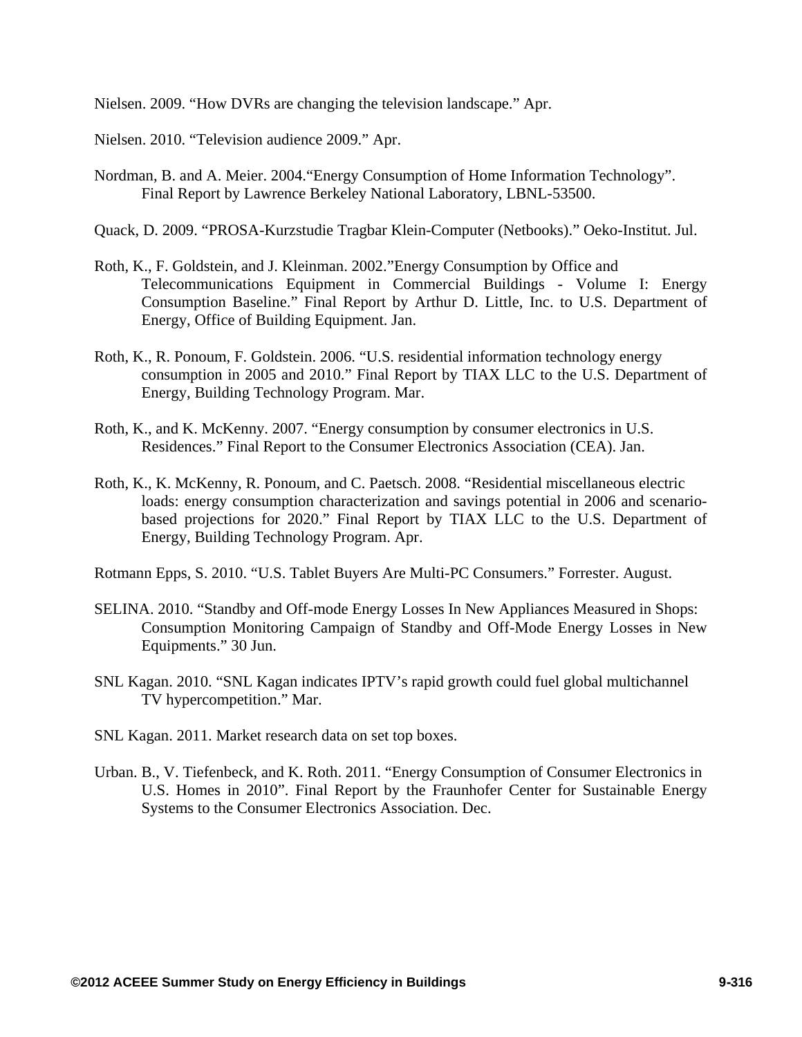Nielsen. 2009. “How DVRs are changing the television landscape.” Apr.

Nielsen. 2010. “Television audience 2009.” Apr.

Nordman, B. and A. Meier. 2004.“Energy Consumption of Home Information Technology”. Final Report by Lawrence Berkeley National Laboratory, LBNL-53500.

Quack, D. 2009. “PROSA-Kurzstudie Tragbar Klein-Computer (Netbooks).” Oeko-Institut. Jul.

Roth, K., F. Goldstein, and J. Kleinman. 2002.”Energy Consumption by Office and Telecommunications Equipment in Commercial Buildings - Volume I: Energy Consumption Baseline.” Final Report by Arthur D. Little, Inc. to U.S. Department of Energy, Office of Building Equipment. Jan.

Roth, K., R. Ponoum, F. Goldstein. 2006. “U.S. residential information technology energy consumption in 2005 and 2010.” Final Report by TIAX LLC to the U.S. Department of Energy, Building Technology Program. Mar.

Roth, K., and K. McKenny. 2007. “Energy consumption by consumer electronics in U.S. Residences.” Final Report to the Consumer Electronics Association (CEA). Jan.

Roth, K., K. McKenny, R. Ponoum, and C. Paetsch. 2008. “Residential miscellaneous electric loads: energy consumption characterization and savings potential in 2006 and scenario-based projections for 2020.” Final Report by TIAX LLC to the U.S. Department of Energy, Building Technology Program. Apr.

Rotmann Epps, S. 2010. “U.S. Tablet Buyers Are Multi-PC Consumers.” Forrester. August.

SELINA. 2010. “Standby and Off-mode Energy Losses In New Appliances Measured in Shops: Consumption Monitoring Campaign of Standby and Off-Mode Energy Losses in New Equipments.” 30 Jun.

SNL Kagan. 2010. “SNL Kagan indicates IPTV’s rapid growth could fuel global multichannel TV hypercompetition.” Mar.

SNL Kagan. 2011. Market research data on set top boxes.

Urban. B., V. Tiefenbeck, and K. Roth. 2011. “Energy Consumption of Consumer Electronics in U.S. Homes in 2010”. Final Report by the Fraunhofer Center for Sustainable Energy Systems to the Consumer Electronics Association. Dec.